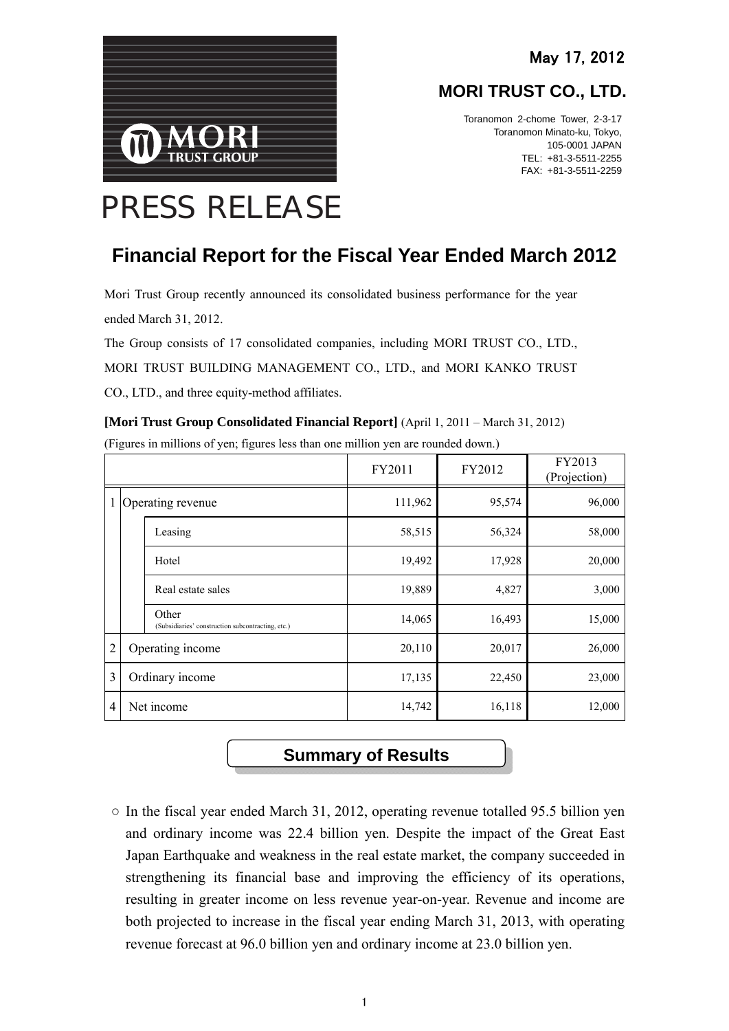May 17, 2012

**MORI TRUST CO., LTD.**

Toranomon 2-chome Tower, 2-3-17
Toranomon Minato-ku, Tokyo,
105-0001 JAPAN
TEL: +81-3-5511-2255
FAX: +81-3-5511-2259

# PRESS RELEASE

## Financial Report for the Fiscal Year Ended March 2012

Mori Trust Group recently announced its consolidated business performance for the year ended March 31, 2012.

The Group consists of 17 consolidated companies, including MORI TRUST CO., LTD., MORI TRUST BUILDING MANAGEMENT CO., LTD., and MORI KANKO TRUST CO., LTD., and three equity-method affiliates.

**[Mori Trust Group Consolidated Financial Report]** (April 1, 2011 – March 31, 2012)

(Figures in millions of yen; figures less than one million yen are rounded down.)

| | | FY2011 | FY2012 | FY2013 (Projection) |
|---|---|---|---|---|
| 1 | Operating revenue | 111,962 | 95,574 | 96,000 |
| | Leasing | 58,515 | 56,324 | 58,000 |
| | Hotel | 19,492 | 17,928 | 20,000 |
| | Real estate sales | 19,889 | 4,827 | 3,000 |
| | Other (Subsidiaries' construction subcontracting, etc.) | 14,065 | 16,493 | 15,000 |
| 2 | Operating income | 20,110 | 20,017 | 26,000 |
| 3 | Ordinary income | 17,135 | 22,450 | 23,000 |
| 4 | Net income | 14,742 | 16,118 | 12,000 |

### Summary of Results

○ In the fiscal year ended March 31, 2012, operating revenue totalled 95.5 billion yen and ordinary income was 22.4 billion yen. Despite the impact of the Great East Japan Earthquake and weakness in the real estate market, the company succeeded in strengthening its financial base and improving the efficiency of its operations, resulting in greater income on less revenue year-on-year. Revenue and income are both projected to increase in the fiscal year ending March 31, 2013, with operating revenue forecast at 96.0 billion yen and ordinary income at 23.0 billion yen.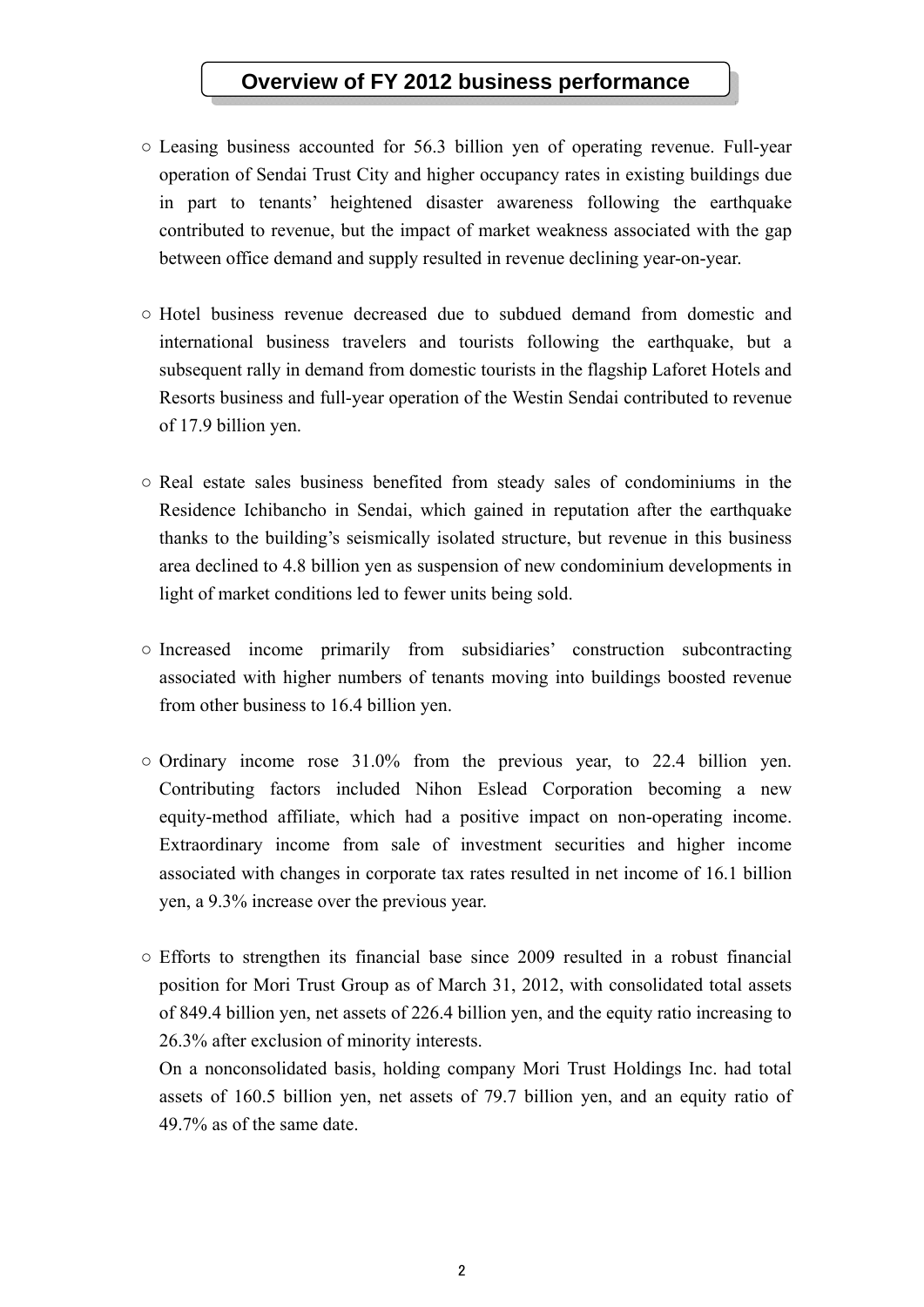# Overview of FY 2012 business performance

○ Leasing business accounted for 56.3 billion yen of operating revenue. Full-year operation of Sendai Trust City and higher occupancy rates in existing buildings due in part to tenants' heightened disaster awareness following the earthquake contributed to revenue, but the impact of market weakness associated with the gap between office demand and supply resulted in revenue declining year-on-year.

○ Hotel business revenue decreased due to subdued demand from domestic and international business travelers and tourists following the earthquake, but a subsequent rally in demand from domestic tourists in the flagship Laforet Hotels and Resorts business and full-year operation of the Westin Sendai contributed to revenue of 17.9 billion yen.

○ Real estate sales business benefited from steady sales of condominiums in the Residence Ichibancho in Sendai, which gained in reputation after the earthquake thanks to the building's seismically isolated structure, but revenue in this business area declined to 4.8 billion yen as suspension of new condominium developments in light of market conditions led to fewer units being sold.

○ Increased income primarily from subsidiaries' construction subcontracting associated with higher numbers of tenants moving into buildings boosted revenue from other business to 16.4 billion yen.

○ Ordinary income rose 31.0% from the previous year, to 22.4 billion yen. Contributing factors included Nihon Eslead Corporation becoming a new equity-method affiliate, which had a positive impact on non-operating income. Extraordinary income from sale of investment securities and higher income associated with changes in corporate tax rates resulted in net income of 16.1 billion yen, a 9.3% increase over the previous year.

○ Efforts to strengthen its financial base since 2009 resulted in a robust financial position for Mori Trust Group as of March 31, 2012, with consolidated total assets of 849.4 billion yen, net assets of 226.4 billion yen, and the equity ratio increasing to 26.3% after exclusion of minority interests.
On a nonconsolidated basis, holding company Mori Trust Holdings Inc. had total assets of 160.5 billion yen, net assets of 79.7 billion yen, and an equity ratio of 49.7% as of the same date.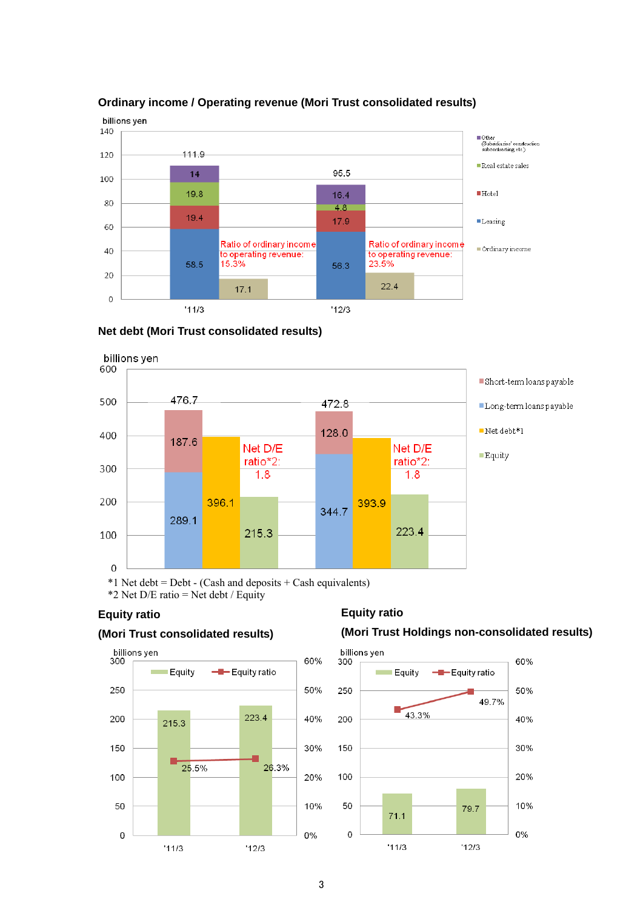## Ordinary income / Operating revenue (Mori Trust consolidated results)

billions yen

| | '11/3 | '12/3 |
|---|---|---|
| Leasing | 58.5 | 56.3 |
| Hotel | 19.4 | 17.9 |
| Real estate sales | 19.8 | 4.8 |
| Other (Subsidiaries' construction subcontracting etc.) | 14 | 16.4 |
| Operating revenue (total) | 111.9 | 95.5 |
| Ordinary income | 17.1 | 22.4 |
| Ratio of ordinary income to operating revenue | 15.3% | 23.5% |

## Net debt (Mori Trust consolidated results)

billions yen

| | '11/3 | '12/3 |
|---|---|---|
| Short-term loans payable | 187.6 | 128.0 |
| Long-term loans payable | 289.1 | 344.7 |
| Total loans payable | 476.7 | 472.8 |
| Net debt*1 | 396.1 | 393.9 |
| Equity | 215.3 | 223.4 |
| Net D/E ratio*2 | 1.8 | 1.8 |

*1 Net debt = Debt - (Cash and deposits + Cash equivalents)
*2 Net D/E ratio = Net debt / Equity

## Equity ratio (Mori Trust consolidated results)

billions yen

| | '11/3 | '12/3 |
|---|---|---|
| Equity | 215.3 | 223.4 |
| Equity ratio | 25.5% | 26.3% |

## Equity ratio (Mori Trust Holdings non-consolidated results)

billions yen

| | '11/3 | '12/3 |
|---|---|---|
| Equity | 71.1 | 79.7 |
| Equity ratio | 43.3% | 49.7% |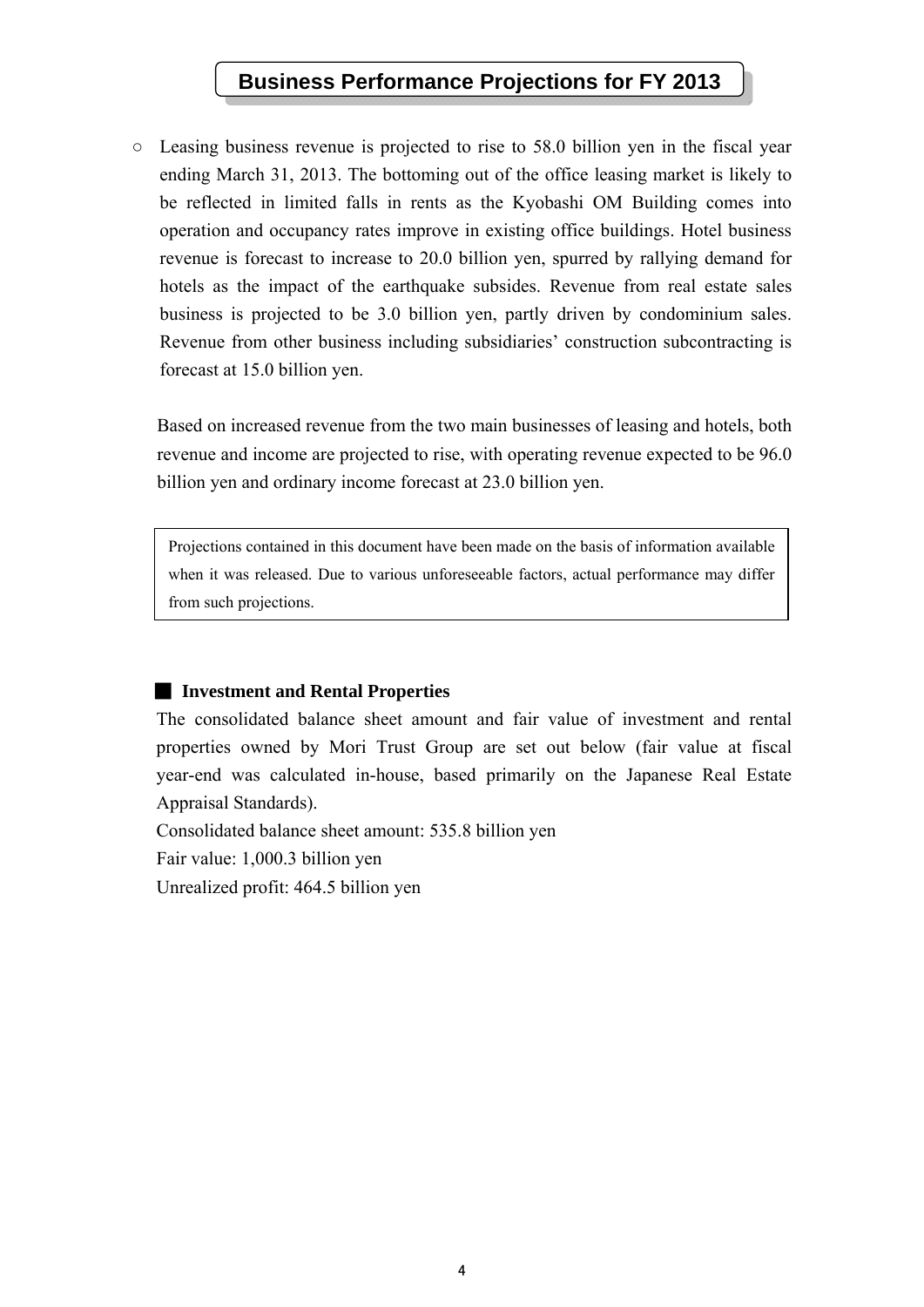## Business Performance Projections for FY 2013

○ Leasing business revenue is projected to rise to 58.0 billion yen in the fiscal year ending March 31, 2013. The bottoming out of the office leasing market is likely to be reflected in limited falls in rents as the Kyobashi OM Building comes into operation and occupancy rates improve in existing office buildings. Hotel business revenue is forecast to increase to 20.0 billion yen, spurred by rallying demand for hotels as the impact of the earthquake subsides. Revenue from real estate sales business is projected to be 3.0 billion yen, partly driven by condominium sales. Revenue from other business including subsidiaries' construction subcontracting is forecast at 15.0 billion yen.

Based on increased revenue from the two main businesses of leasing and hotels, both revenue and income are projected to rise, with operating revenue expected to be 96.0 billion yen and ordinary income forecast at 23.0 billion yen.

> Projections contained in this document have been made on the basis of information available when it was released. Due to various unforeseeable factors, actual performance may differ from such projections.

### ■ Investment and Rental Properties

The consolidated balance sheet amount and fair value of investment and rental properties owned by Mori Trust Group are set out below (fair value at fiscal year-end was calculated in-house, based primarily on the Japanese Real Estate Appraisal Standards).

Consolidated balance sheet amount: 535.8 billion yen

Fair value: 1,000.3 billion yen

Unrealized profit: 464.5 billion yen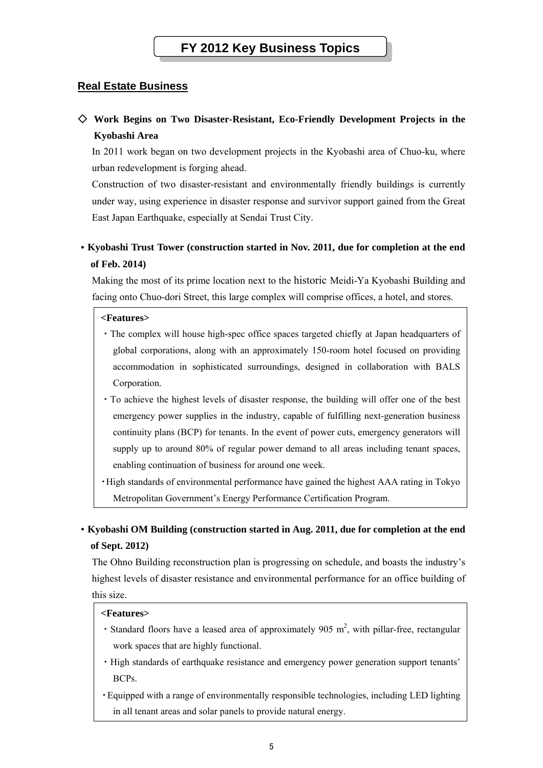# FY 2012 Key Business Topics

## Real Estate Business

### ◇ Work Begins on Two Disaster-Resistant, Eco-Friendly Development Projects in the Kyobashi Area

In 2011 work began on two development projects in the Kyobashi area of Chuo-ku, where urban redevelopment is forging ahead.

Construction of two disaster-resistant and environmentally friendly buildings is currently under way, using experience in disaster response and survivor support gained from the Great East Japan Earthquake, especially at Sendai Trust City.

**• Kyobashi Trust Tower (construction started in Nov. 2011, due for completion at the end of Feb. 2014)**

Making the most of its prime location next to the historic Meidi-Ya Kyobashi Building and facing onto Chuo-dori Street, this large complex will comprise offices, a hotel, and stores.

**<Features>**

- The complex will house high-spec office spaces targeted chiefly at Japan headquarters of global corporations, along with an approximately 150-room hotel focused on providing accommodation in sophisticated surroundings, designed in collaboration with BALS Corporation.
- To achieve the highest levels of disaster response, the building will offer one of the best emergency power supplies in the industry, capable of fulfilling next-generation business continuity plans (BCP) for tenants. In the event of power cuts, emergency generators will supply up to around 80% of regular power demand to all areas including tenant spaces, enabling continuation of business for around one week.
- High standards of environmental performance have gained the highest AAA rating in Tokyo Metropolitan Government's Energy Performance Certification Program.

**• Kyobashi OM Building (construction started in Aug. 2011, due for completion at the end of Sept. 2012)**

The Ohno Building reconstruction plan is progressing on schedule, and boasts the industry's highest levels of disaster resistance and environmental performance for an office building of this size.

**<Features>**

- Standard floors have a leased area of approximately 905 $m^2$, with pillar-free, rectangular work spaces that are highly functional.
- High standards of earthquake resistance and emergency power generation support tenants' BCPs.
- Equipped with a range of environmentally responsible technologies, including LED lighting in all tenant areas and solar panels to provide natural energy.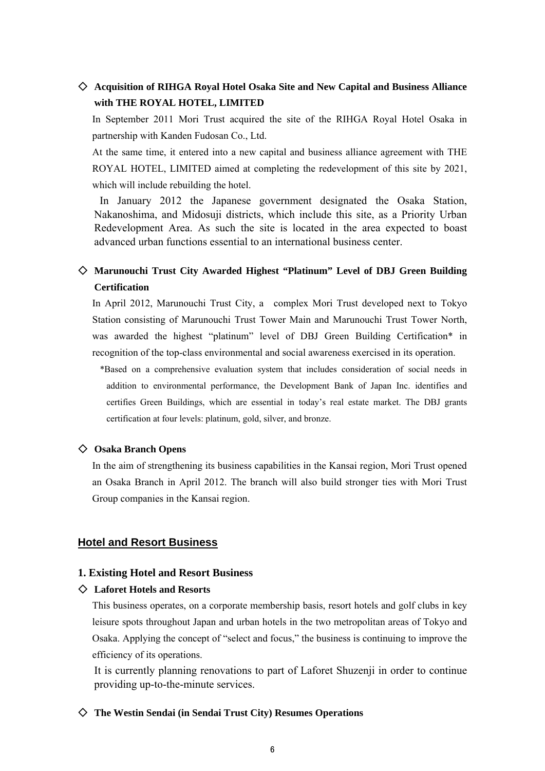### ◇ Acquisition of RIHGA Royal Hotel Osaka Site and New Capital and Business Alliance with THE ROYAL HOTEL, LIMITED

In September 2011 Mori Trust acquired the site of the RIHGA Royal Hotel Osaka in partnership with Kanden Fudosan Co., Ltd.

At the same time, it entered into a new capital and business alliance agreement with THE ROYAL HOTEL, LIMITED aimed at completing the redevelopment of this site by 2021, which will include rebuilding the hotel.

In January 2012 the Japanese government designated the Osaka Station, Nakanoshima, and Midosuji districts, which include this site, as a Priority Urban Redevelopment Area. As such the site is located in the area expected to boast advanced urban functions essential to an international business center.

### ◇ Marunouchi Trust City Awarded Highest "Platinum" Level of DBJ Green Building Certification

In April 2012, Marunouchi Trust City, a complex Mori Trust developed next to Tokyo Station consisting of Marunouchi Trust Tower Main and Marunouchi Trust Tower North, was awarded the highest "platinum" level of DBJ Green Building Certification* in recognition of the top-class environmental and social awareness exercised in its operation.

*Based on a comprehensive evaluation system that includes consideration of social needs in addition to environmental performance, the Development Bank of Japan Inc. identifies and certifies Green Buildings, which are essential in today's real estate market. The DBJ grants certification at four levels: platinum, gold, silver, and bronze.

### ◇ Osaka Branch Opens

In the aim of strengthening its business capabilities in the Kansai region, Mori Trust opened an Osaka Branch in April 2012. The branch will also build stronger ties with Mori Trust Group companies in the Kansai region.

## Hotel and Resort Business

### 1. Existing Hotel and Resort Business

### ◇ Laforet Hotels and Resorts

This business operates, on a corporate membership basis, resort hotels and golf clubs in key leisure spots throughout Japan and urban hotels in the two metropolitan areas of Tokyo and Osaka. Applying the concept of "select and focus," the business is continuing to improve the efficiency of its operations.

It is currently planning renovations to part of Laforet Shuzenji in order to continue providing up-to-the-minute services.

### ◇ The Westin Sendai (in Sendai Trust City) Resumes Operations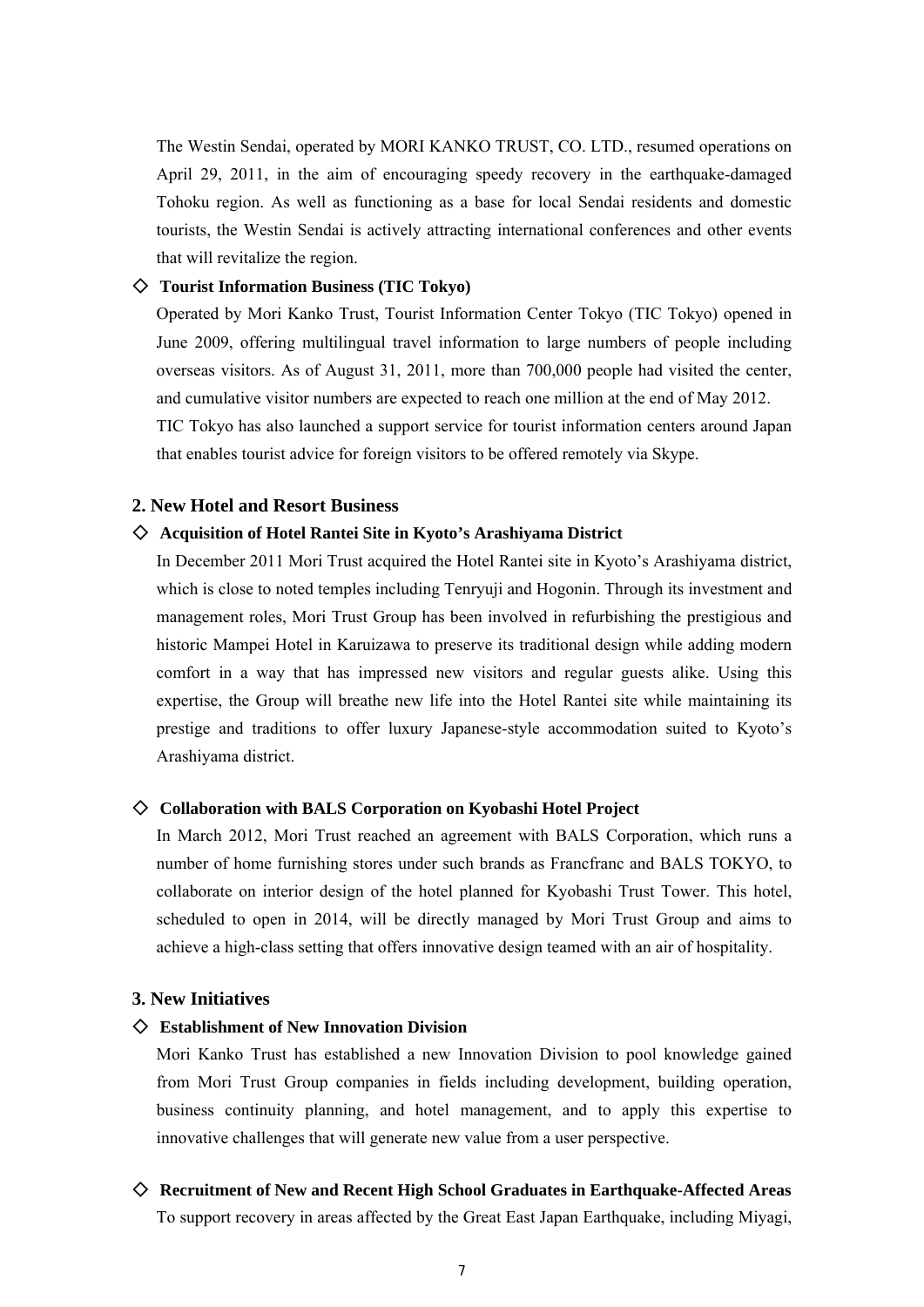The Westin Sendai, operated by MORI KANKO TRUST, CO. LTD., resumed operations on April 29, 2011, in the aim of encouraging speedy recovery in the earthquake-damaged Tohoku region. As well as functioning as a base for local Sendai residents and domestic tourists, the Westin Sendai is actively attracting international conferences and other events that will revitalize the region.

◇ **Tourist Information Business (TIC Tokyo)**

Operated by Mori Kanko Trust, Tourist Information Center Tokyo (TIC Tokyo) opened in June 2009, offering multilingual travel information to large numbers of people including overseas visitors. As of August 31, 2011, more than 700,000 people had visited the center, and cumulative visitor numbers are expected to reach one million at the end of May 2012.

TIC Tokyo has also launched a support service for tourist information centers around Japan that enables tourist advice for foreign visitors to be offered remotely via Skype.

## 2. New Hotel and Resort Business

◇ **Acquisition of Hotel Rantei Site in Kyoto's Arashiyama District**

In December 2011 Mori Trust acquired the Hotel Rantei site in Kyoto's Arashiyama district, which is close to noted temples including Tenryuji and Hogonin. Through its investment and management roles, Mori Trust Group has been involved in refurbishing the prestigious and historic Mampei Hotel in Karuizawa to preserve its traditional design while adding modern comfort in a way that has impressed new visitors and regular guests alike. Using this expertise, the Group will breathe new life into the Hotel Rantei site while maintaining its prestige and traditions to offer luxury Japanese-style accommodation suited to Kyoto's Arashiyama district.

◇ **Collaboration with BALS Corporation on Kyobashi Hotel Project**

In March 2012, Mori Trust reached an agreement with BALS Corporation, which runs a number of home furnishing stores under such brands as Francfranc and BALS TOKYO, to collaborate on interior design of the hotel planned for Kyobashi Trust Tower. This hotel, scheduled to open in 2014, will be directly managed by Mori Trust Group and aims to achieve a high-class setting that offers innovative design teamed with an air of hospitality.

## 3. New Initiatives

◇ **Establishment of New Innovation Division**

Mori Kanko Trust has established a new Innovation Division to pool knowledge gained from Mori Trust Group companies in fields including development, building operation, business continuity planning, and hotel management, and to apply this expertise to innovative challenges that will generate new value from a user perspective.

◇ **Recruitment of New and Recent High School Graduates in Earthquake-Affected Areas**

To support recovery in areas affected by the Great East Japan Earthquake, including Miyagi,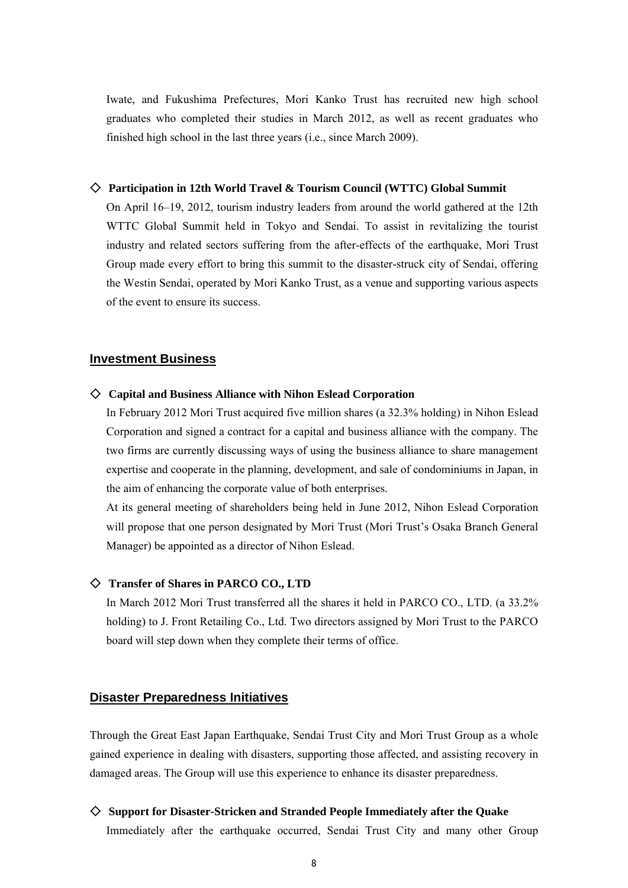Iwate, and Fukushima Prefectures, Mori Kanko Trust has recruited new high school graduates who completed their studies in March 2012, as well as recent graduates who finished high school in the last three years (i.e., since March 2009).

◇ **Participation in 12th World Travel & Tourism Council (WTTC) Global Summit**

On April 16–19, 2012, tourism industry leaders from around the world gathered at the 12th WTTC Global Summit held in Tokyo and Sendai. To assist in revitalizing the tourist industry and related sectors suffering from the after-effects of the earthquake, Mori Trust Group made every effort to bring this summit to the disaster-struck city of Sendai, offering the Westin Sendai, operated by Mori Kanko Trust, as a venue and supporting various aspects of the event to ensure its success.

## Investment Business

◇ **Capital and Business Alliance with Nihon Eslead Corporation**

In February 2012 Mori Trust acquired five million shares (a 32.3% holding) in Nihon Eslead Corporation and signed a contract for a capital and business alliance with the company. The two firms are currently discussing ways of using the business alliance to share management expertise and cooperate in the planning, development, and sale of condominiums in Japan, in the aim of enhancing the corporate value of both enterprises.

At its general meeting of shareholders being held in June 2012, Nihon Eslead Corporation will propose that one person designated by Mori Trust (Mori Trust's Osaka Branch General Manager) be appointed as a director of Nihon Eslead.

◇ **Transfer of Shares in PARCO CO., LTD**

In March 2012 Mori Trust transferred all the shares it held in PARCO CO., LTD. (a 33.2% holding) to J. Front Retailing Co., Ltd. Two directors assigned by Mori Trust to the PARCO board will step down when they complete their terms of office.

## Disaster Preparedness Initiatives

Through the Great East Japan Earthquake, Sendai Trust City and Mori Trust Group as a whole gained experience in dealing with disasters, supporting those affected, and assisting recovery in damaged areas. The Group will use this experience to enhance its disaster preparedness.

◇ **Support for Disaster-Stricken and Stranded People Immediately after the Quake**

Immediately after the earthquake occurred, Sendai Trust City and many other Group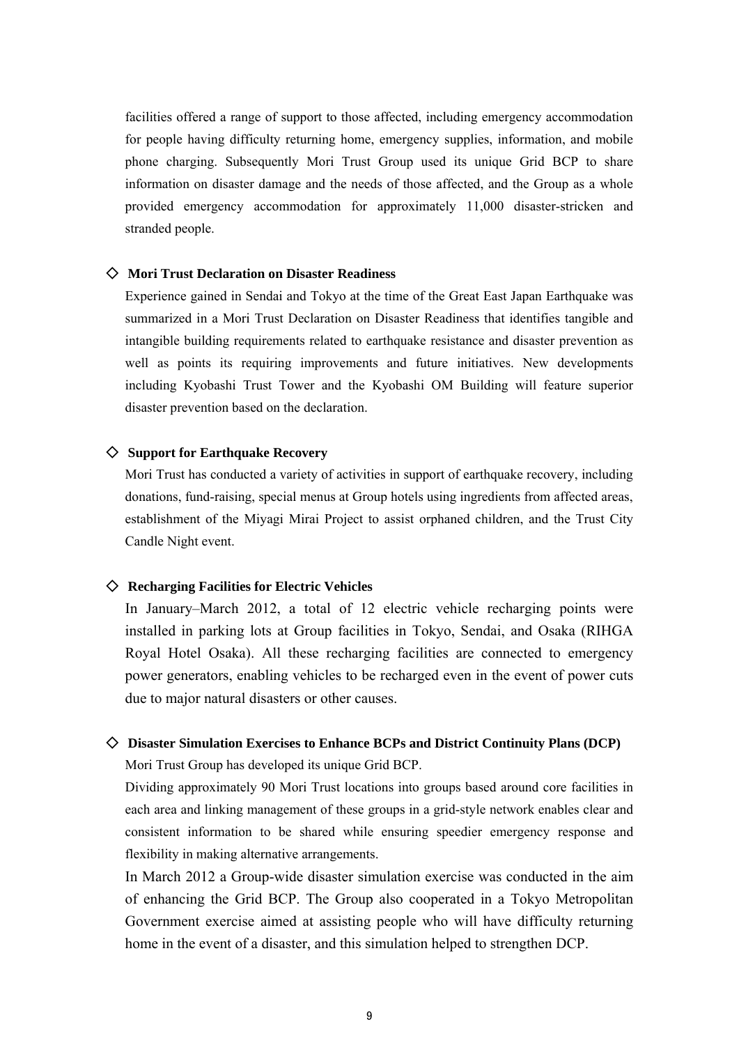facilities offered a range of support to those affected, including emergency accommodation for people having difficulty returning home, emergency supplies, information, and mobile phone charging. Subsequently Mori Trust Group used its unique Grid BCP to share information on disaster damage and the needs of those affected, and the Group as a whole provided emergency accommodation for approximately 11,000 disaster-stricken and stranded people.

### ◇ Mori Trust Declaration on Disaster Readiness

Experience gained in Sendai and Tokyo at the time of the Great East Japan Earthquake was summarized in a Mori Trust Declaration on Disaster Readiness that identifies tangible and intangible building requirements related to earthquake resistance and disaster prevention as well as points its requiring improvements and future initiatives. New developments including Kyobashi Trust Tower and the Kyobashi OM Building will feature superior disaster prevention based on the declaration.

### ◇ Support for Earthquake Recovery

Mori Trust has conducted a variety of activities in support of earthquake recovery, including donations, fund-raising, special menus at Group hotels using ingredients from affected areas, establishment of the Miyagi Mirai Project to assist orphaned children, and the Trust City Candle Night event.

### ◇ Recharging Facilities for Electric Vehicles

In January–March 2012, a total of 12 electric vehicle recharging points were installed in parking lots at Group facilities in Tokyo, Sendai, and Osaka (RIHGA Royal Hotel Osaka). All these recharging facilities are connected to emergency power generators, enabling vehicles to be recharged even in the event of power cuts due to major natural disasters or other causes.

### ◇ Disaster Simulation Exercises to Enhance BCPs and District Continuity Plans (DCP)

Mori Trust Group has developed its unique Grid BCP.

Dividing approximately 90 Mori Trust locations into groups based around core facilities in each area and linking management of these groups in a grid-style network enables clear and consistent information to be shared while ensuring speedier emergency response and flexibility in making alternative arrangements.

In March 2012 a Group-wide disaster simulation exercise was conducted in the aim of enhancing the Grid BCP. The Group also cooperated in a Tokyo Metropolitan Government exercise aimed at assisting people who will have difficulty returning home in the event of a disaster, and this simulation helped to strengthen DCP.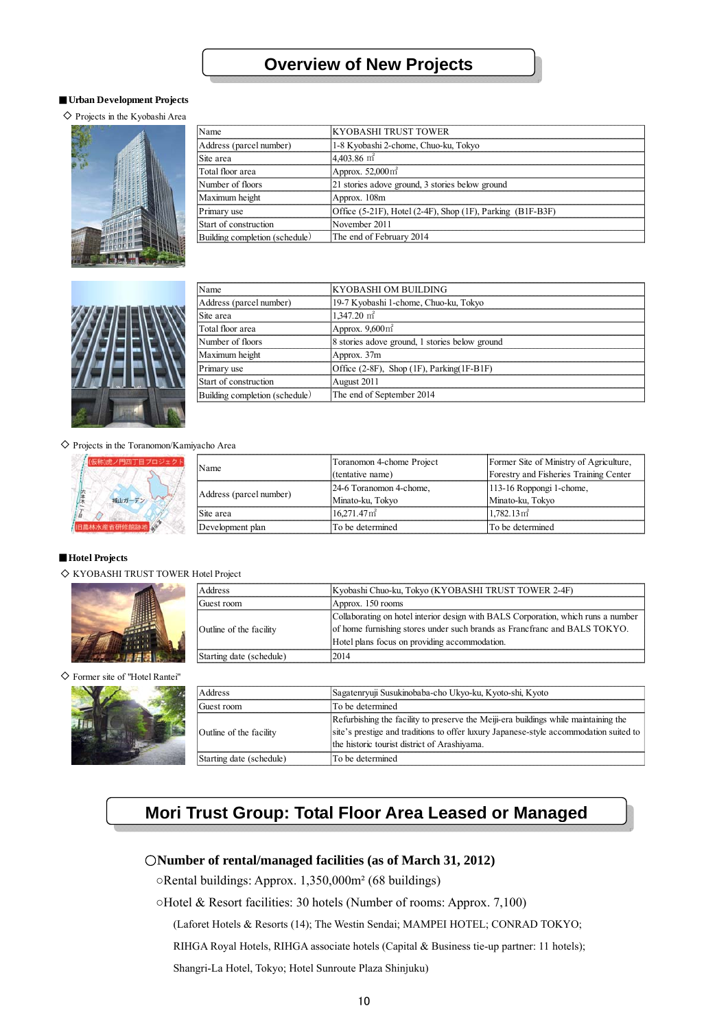# Overview of New Projects

**■Urban Development Projects**

◇ Projects in the Kyobashi Area

| Name | KYOBASHI TRUST TOWER |
|---|---|
| Address (parcel number) | 1-8 Kyobashi 2-chome, Chuo-ku, Tokyo |
| Site area | 4,403.86 ㎡ |
| Total floor area | Approx. 52,000㎡ |
| Number of floors | 21 stories adove ground, 3 stories below ground |
| Maximum height | Approx. 108m |
| Primary use | Office (5-21F), Hotel (2-4F), Shop (1F), Parking (B1F-B3F) |
| Start of construction | November 2011 |
| Building completion (schedule) | The end of February 2014 |

| Name | KYOBASHI OM BUILDING |
|---|---|
| Address (parcel number) | 19-7 Kyobashi 1-chome, Chuo-ku, Tokyo |
| Site area | 1,347.20 ㎡ |
| Total floor area | Approx. 9,600㎡ |
| Number of floors | 8 stories adove ground, 1 stories below ground |
| Maximum height | Approx. 37m |
| Primary use | Office (2-8F), Shop (1F), Parking(1F-B1F) |
| Start of construction | August 2011 |
| Building completion (schedule) | The end of September 2014 |

◇ Projects in the Toranomon/Kamiyacho Area

| Name | Toranomon 4-chome Project (tentative name) | Former Site of Ministry of Agriculture, Forestry and Fisheries Training Center |
|---|---|---|
| Address (parcel number) | 24-6 Toranomon 4-chome, Minato-ku, Tokyo | 113-16 Roppongi 1-chome, Minato-ku, Tokyo |
| Site area | 16,271.47㎡ | 1,782.13㎡ |
| Development plan | To be determined | To be determined |

**■Hotel Projects**

◇ KYOBASHI TRUST TOWER Hotel Project

| Address | Kyobashi Chuo-ku, Tokyo (KYOBASHI TRUST TOWER 2-4F) |
|---|---|
| Guest room | Approx. 150 rooms |
| Outline of the facility | Collaborating on hotel interior design with BALS Corporation, which runs a number of home furnishing stores under such brands as Francfranc and BALS TOKYO. Hotel plans focus on providing accommodation. |
| Starting date (schedule) | 2014 |

◇ Former site of "Hotel Rantei"

| Address | Sagatenryuji Susukinobaba-cho Ukyo-ku, Kyoto-shi, Kyoto |
|---|---|
| Guest room | To be determined |
| Outline of the facility | Refurbishing the facility to preserve the Meiji-era buildings while maintaining the site's prestige and traditions to offer luxury Japanese-style accommodation suited to the historic tourist district of Arashiyama. |
| Starting date (schedule) | To be determined |

# Mori Trust Group: Total Floor Area Leased or Managed

**○Number of rental/managed facilities (as of March 31, 2012)**

○Rental buildings: Approx. 1,350,000m² (68 buildings)

○Hotel & Resort facilities: 30 hotels (Number of rooms: Approx. 7,100)

(Laforet Hotels & Resorts (14); The Westin Sendai; MAMPEI HOTEL; CONRAD TOKYO; RIHGA Royal Hotels, RIHGA associate hotels (Capital & Business tie-up partner: 11 hotels); Shangri-La Hotel, Tokyo; Hotel Sunroute Plaza Shinjuku)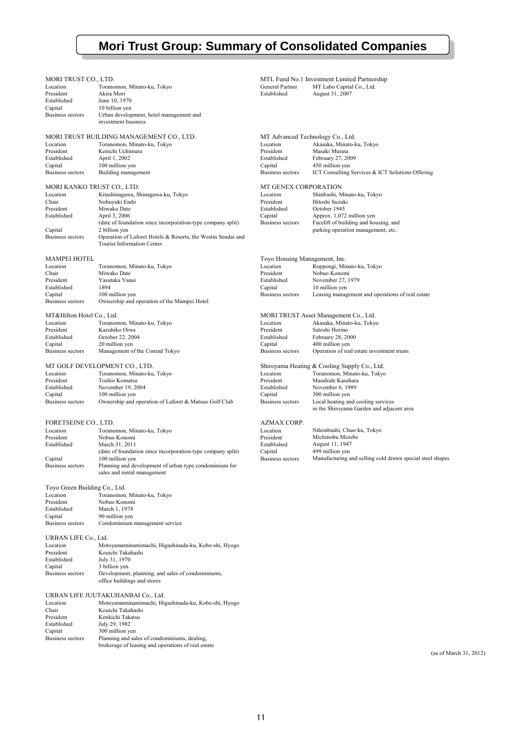# Mori Trust Group: Summary of Consolidated Companies

**MORI TRUST CO., LTD.**

| | |
|---|---|
| Location | Toranomon, Minato-ku, Tokyo |
| President | Akira Mori |
| Established | June 10, 1970 |
| Capital | 10 billion yen |
| Business sectors | Urban development, hotel management and investment business |

**MORI TRUST BUILDING MANAGEMENT CO., LTD.**

| | |
|---|---|
| Location | Toranomon, Minato-ku, Tokyo |
| President | Kenichi Uchimura |
| Established | April 1, 2002 |
| Capital | 100 million yen |
| Business sectors | Building management |

**MORI KANKO TRUST CO., LTD.**

| | |
|---|---|
| Location | Kitashinagawa, Shinagawa-ku, Tokyo |
| Chair | Nobuyuki Endo |
| President | Miwako Date |
| Established | April 3, 2006 (date of foundation since incorporation-type company split) |
| Capital | 2 billion yen |
| Business sectors | Operation of Laforet Hotels & Resorts, the Westin Sendai and Tourist Information Center |

**MAMPEI HOTEL**

| | |
|---|---|
| Location | Toranomon, Minato-ku, Tokyo |
| Chair | Miwako Date |
| President | Yasutaka Yanai |
| Established | 1894 |
| Capital | 100 million yen |
| Business sectors | Ownership and operation of the Mampei Hotel |

**MT&Hilton Hotel Co., Ltd.**

| | |
|---|---|
| Location | Toranomon, Minato-ku, Tokyo |
| President | Kazuhiko Oiwa |
| Established | October 22, 2004 |
| Capital | 20 million yen |
| Business sectors | Management of the Conrad Tokyo |

**MT GOLF DEVELOPMENT CO., LTD.**

| | |
|---|---|
| Location | Toranomon, Minato-ku, Tokyo |
| President | Toshio Komatsu |
| Established | November 19, 2004 |
| Capital | 100 million yen |
| Business sectors | Ownership and operation of Laforet & Matsuo Golf Club |

**FORETSEINE CO., LTD.**

| | |
|---|---|
| Location | Toranomon, Minato-ku, Tokyo |
| President | Nobuo Konomi |
| Established | March 31, 2011 (date of foundation since incorporation-type company split) |
| Capital | 100 million yen |
| Business sectors | Planning and development of urban type condominium for sales and rental management |

**Toyo Green Building Co., Ltd.**

| | |
|---|---|
| Location | Toranomon, Minato-ku, Tokyo |
| President | Nobuo Konomi |
| Established | March 1, 1978 |
| Capital | 90 million yen |
| Business sectors | Condominium management service |

**URBAN LIFE Co., Ltd.**

| | |
|---|---|
| Location | Motoyamaminamimachi, Higashinada-ku, Kobe-shi, Hyogo |
| President | Kouichi Takahashi |
| Established | July 31, 1970 |
| Capital | 3 billion yen |
| Business sectors | Development, planning, and sales of condominiums, office buildings and stores |

**URBAN LIFE JUUTAKUHANBAI Co., Ltd.**

| | |
|---|---|
| Location | Motoyamaminamimachi, Higashinada-ku, Kobe-shi, Hyogo |
| Chair | Kouichi Takahashi |
| President | Kenkichi Takatsu |
| Established | July 29, 1982 |
| Capital | 300 million yen |
| Business sectors | Planning and sales of condominiums, dealing, brokerage of leasing and operations of real estate |

**MTL Fund No.1 Investment Limited Partnership**

| | |
|---|---|
| General Partner | MT Labo Capital Co., Ltd. |
| Established | August 31, 2007 |

**MT Advanced Technology Co., Ltd.**

| | |
|---|---|
| Location | Akasaka, Minato-ku, Tokyo |
| President | Masaki Murata |
| Established | February 27, 2009 |
| Capital | 450 million yen |
| Business sectors | ICT Consulting Services & ICT Solutions Offering |

**MT GENEX CORPORATION**

| | |
|---|---|
| Location | Shinbashi, Minato-ku, Tokyo |
| President | Hitoshi Suzuki |
| Established | October 1945 |
| Capital | Approx. 1,072 million yen |
| Business sectors | Facelift of building and housing, and parking operation management, etc. |

**Toyo Housing Management, Inc.**

| | |
|---|---|
| Location | Roppongi, Minato-ku, Tokyo |
| President | Nobuo Konomi |
| Established | November 27, 1979 |
| Capital | 10 million yen |
| Business sectors | Leasing management and operations of real estate |

**MORI TRUST Asset Management Co., Ltd.**

| | |
|---|---|
| Location | Akasaka, Minato-ku, Tokyo |
| President | Satoshi Horino |
| Established | February 28, 2000 |
| Capital | 400 million yen |
| Business sectors | Operation of real estate investment trusts |

**Shiroyama Heating & Cooling Supply Co., Ltd.**

| | |
|---|---|
| Location | Toranomon, Minato-ku, Tokyo |
| President | Masahide Kasahara |
| Established | November 6, 1989 |
| Capital | 300 million yen |
| Business sectors | Local heating and cooling services in the Shiroyama Garden and adjacent area |

**AZMAX CORP.**

| | |
|---|---|
| Location | Nihonbashi, Chuo-ku, Tokyo |
| President | Michinobu Mizobe |
| Established | August 11, 1947 |
| Capital | 499 million yen |
| Business sectors | Manufacturing and selling cold drawn special steel shapes |

(as of March 31, 2012)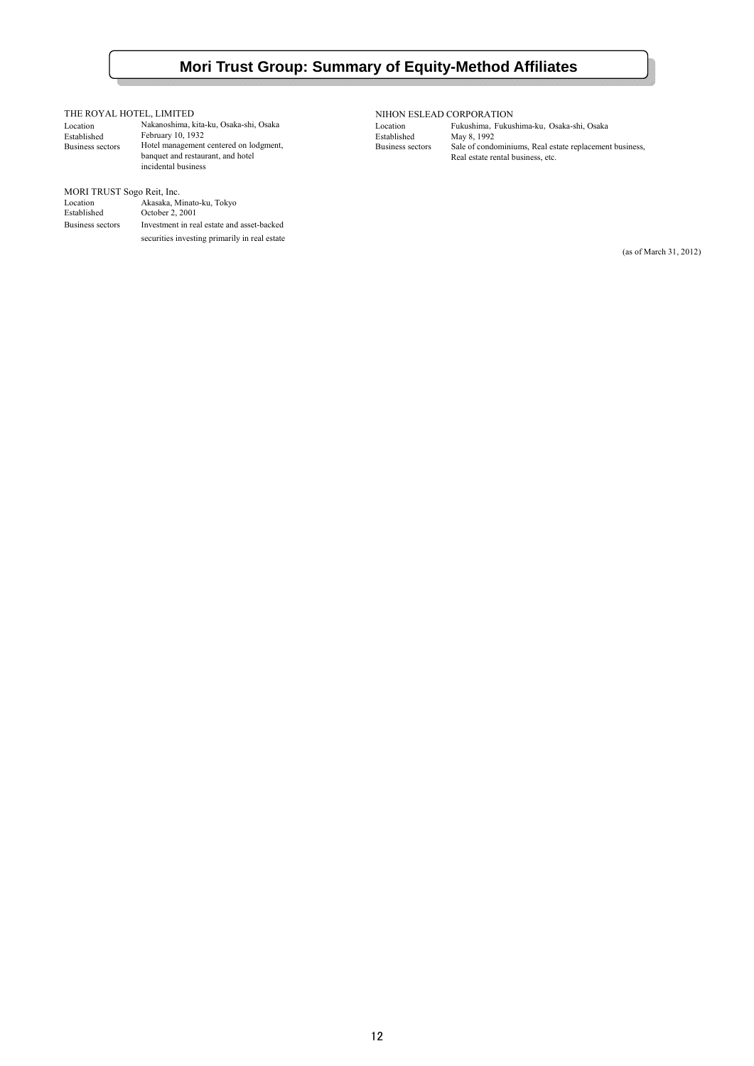# Mori Trust Group: Summary of Equity-Method Affiliates

THE ROYAL HOTEL, LIMITED

| | |
|---|---|
| Location | Nakanoshima, kita-ku, Osaka-shi, Osaka |
| Established | February 10, 1932 |
| Business sectors | Hotel management centered on lodgment, banquet and restaurant, and hotel incidental business |

MORI TRUST Sogo Reit, Inc.

| | |
|---|---|
| Location | Akasaka, Minato-ku, Tokyo |
| Established | October 2, 2001 |
| Business sectors | Investment in real estate and asset-backed securities investing primarily in real estate |

NIHON ESLEAD CORPORATION

| | |
|---|---|
| Location | Fukushima, Fukushima-ku, Osaka-shi, Osaka |
| Established | May 8, 1992 |
| Business sectors | Sale of condominiums, Real estate replacement business, Real estate rental business, etc. |

(as of March 31, 2012)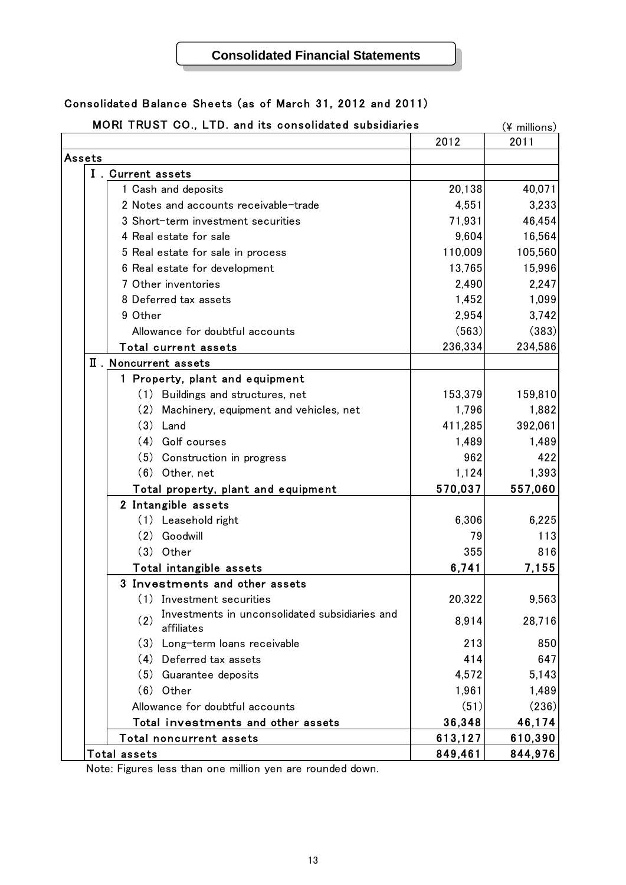# Consolidated Financial Statements

## Consolidated Balance Sheets (as of March 31, 2012 and 2011)

MORI TRUST CO., LTD. and its consolidated subsidiaries (¥ millions)

| | 2012 | 2011 |
|---|---|---|
| **Assets** | | |
| Ⅰ. Current assets | | |
| 1 Cash and deposits | 20,138 | 40,071 |
| 2 Notes and accounts receivable-trade | 4,551 | 3,233 |
| 3 Short-term investment securities | 71,931 | 46,454 |
| 4 Real estate for sale | 9,604 | 16,564 |
| 5 Real estate for sale in process | 110,009 | 105,560 |
| 6 Real estate for development | 13,765 | 15,996 |
| 7 Other inventories | 2,490 | 2,247 |
| 8 Deferred tax assets | 1,452 | 1,099 |
| 9 Other | 2,954 | 3,742 |
| Allowance for doubtful accounts | (563) | (383) |
| Total current assets | 236,334 | 234,586 |
| Ⅱ. Noncurrent assets | | |
| 1 Property, plant and equipment | | |
| (1) Buildings and structures, net | 153,379 | 159,810 |
| (2) Machinery, equipment and vehicles, net | 1,796 | 1,882 |
| (3) Land | 411,285 | 392,061 |
| (4) Golf courses | 1,489 | 1,489 |
| (5) Construction in progress | 962 | 422 |
| (6) Other, net | 1,124 | 1,393 |
| **Total property, plant and equipment** | **570,037** | **557,060** |
| 2 Intangible assets | | |
| (1) Leasehold right | 6,306 | 6,225 |
| (2) Goodwill | 79 | 113 |
| (3) Other | 355 | 816 |
| **Total intangible assets** | **6,741** | **7,155** |
| 3 Investments and other assets | | |
| (1) Investment securities | 20,322 | 9,563 |
| (2) Investments in unconsolidated subsidiaries and affiliates | 8,914 | 28,716 |
| (3) Long-term loans receivable | 213 | 850 |
| (4) Deferred tax assets | 414 | 647 |
| (5) Guarantee deposits | 4,572 | 5,143 |
| (6) Other | 1,961 | 1,489 |
| Allowance for doubtful accounts | (51) | (236) |
| **Total investments and other assets** | **36,348** | **46,174** |
| **Total noncurrent assets** | **613,127** | **610,390** |
| **Total assets** | **849,461** | **844,976** |

Note: Figures less than one million yen are rounded down.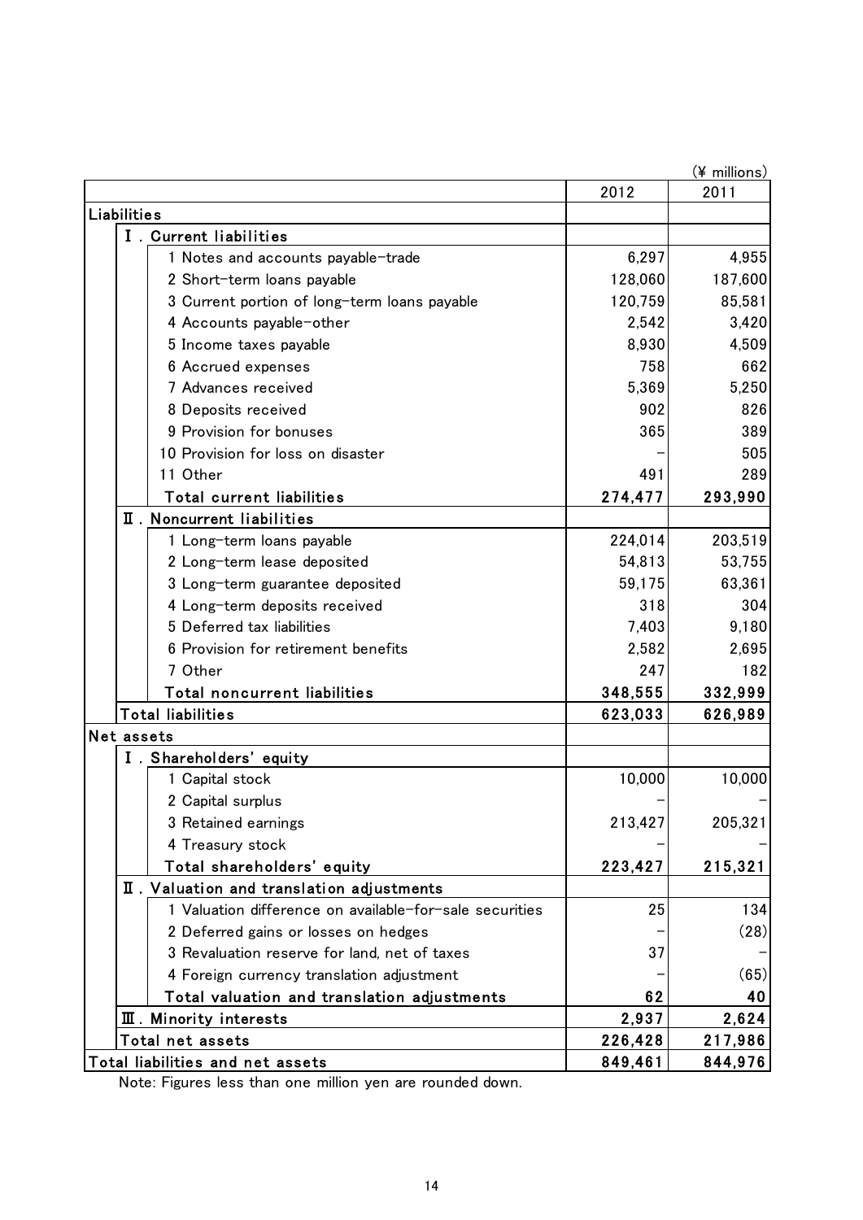(¥ millions)

| | 2012 | 2011 |
|---|---|---|
| **Liabilities** | | |
| Ⅰ. Current liabilities | | |
| 1 Notes and accounts payable-trade | 6,297 | 4,955 |
| 2 Short-term loans payable | 128,060 | 187,600 |
| 3 Current portion of long-term loans payable | 120,759 | 85,581 |
| 4 Accounts payable-other | 2,542 | 3,420 |
| 5 Income taxes payable | 8,930 | 4,509 |
| 6 Accrued expenses | 758 | 662 |
| 7 Advances received | 5,369 | 5,250 |
| 8 Deposits received | 902 | 826 |
| 9 Provision for bonuses | 365 | 389 |
| 10 Provision for loss on disaster | – | 505 |
| 11 Other | 491 | 289 |
| **Total current liabilities** | **274,477** | **293,990** |
| Ⅱ. Noncurrent liabilities | | |
| 1 Long-term loans payable | 224,014 | 203,519 |
| 2 Long-term lease deposited | 54,813 | 53,755 |
| 3 Long-term guarantee deposited | 59,175 | 63,361 |
| 4 Long-term deposits received | 318 | 304 |
| 5 Deferred tax liabilities | 7,403 | 9,180 |
| 6 Provision for retirement benefits | 2,582 | 2,695 |
| 7 Other | 247 | 182 |
| **Total noncurrent liabilities** | **348,555** | **332,999** |
| **Total liabilities** | **623,033** | **626,989** |
| **Net assets** | | |
| Ⅰ. Shareholders' equity | | |
| 1 Capital stock | 10,000 | 10,000 |
| 2 Capital surplus | – | – |
| 3 Retained earnings | 213,427 | 205,321 |
| 4 Treasury stock | – | – |
| **Total shareholders' equity** | **223,427** | **215,321** |
| Ⅱ. Valuation and translation adjustments | | |
| 1 Valuation difference on available-for-sale securities | 25 | 134 |
| 2 Deferred gains or losses on hedges | – | (28) |
| 3 Revaluation reserve for land, net of taxes | 37 | – |
| 4 Foreign currency translation adjustment | – | (65) |
| **Total valuation and translation adjustments** | **62** | **40** |
| **Ⅲ. Minority interests** | **2,937** | **2,624** |
| **Total net assets** | **226,428** | **217,986** |
| **Total liabilities and net assets** | **849,461** | **844,976** |

Note: Figures less than one million yen are rounded down.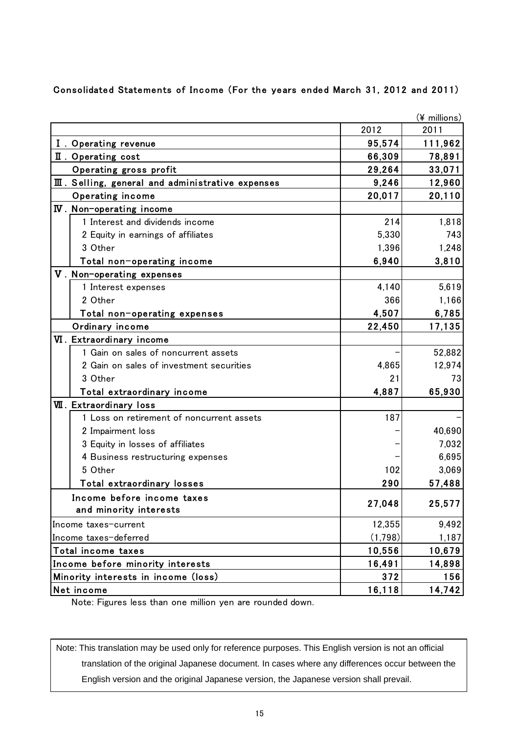Consolidated Statements of Income (For the years ended March 31, 2012 and 2011)

(¥ millions)

| | 2012 | 2011 |
|---|---|---|
| **Ⅰ. Operating revenue** | **95,574** | **111,962** |
| **Ⅱ. Operating cost** | **66,309** | **78,891** |
| **Operating gross profit** | **29,264** | **33,071** |
| **Ⅲ. Selling, general and administrative expenses** | **9,246** | **12,960** |
| **Operating income** | **20,017** | **20,110** |
| **Ⅳ. Non-operating income** | | |
| 1 Interest and dividends income | 214 | 1,818 |
| 2 Equity in earnings of affiliates | 5,330 | 743 |
| 3 Other | 1,396 | 1,248 |
| **Total non-operating income** | **6,940** | **3,810** |
| **Ⅴ. Non-operating expenses** | | |
| 1 Interest expenses | 4,140 | 5,619 |
| 2 Other | 366 | 1,166 |
| **Total non-operating expenses** | **4,507** | **6,785** |
| **Ordinary income** | **22,450** | **17,135** |
| **Ⅵ. Extraordinary income** | | |
| 1 Gain on sales of noncurrent assets | – | 52,882 |
| 2 Gain on sales of investment securities | 4,865 | 12,974 |
| 3 Other | 21 | 73 |
| **Total extraordinary income** | **4,887** | **65,930** |
| **Ⅶ. Extraordinary loss** | | |
| 1 Loss on retirement of noncurrent assets | 187 | – |
| 2 Impairment loss | – | 40,690 |
| 3 Equity in losses of affiliates | – | 7,032 |
| 4 Business restructuring expenses | – | 6,695 |
| 5 Other | 102 | 3,069 |
| **Total extraordinary losses** | **290** | **57,488** |
| **Income before income taxes and minority interests** | **27,048** | **25,577** |
| Income taxes-current | 12,355 | 9,492 |
| Income taxes-deferred | (1,798) | 1,187 |
| **Total income taxes** | **10,556** | **10,679** |
| **Income before minority interests** | **16,491** | **14,898** |
| **Minority interests in income (loss)** | **372** | **156** |
| **Net income** | **16,118** | **14,742** |

Note: Figures less than one million yen are rounded down.

Note: This translation may be used only for reference purposes. This English version is not an official translation of the original Japanese document. In cases where any differences occur between the English version and the original Japanese version, the Japanese version shall prevail.